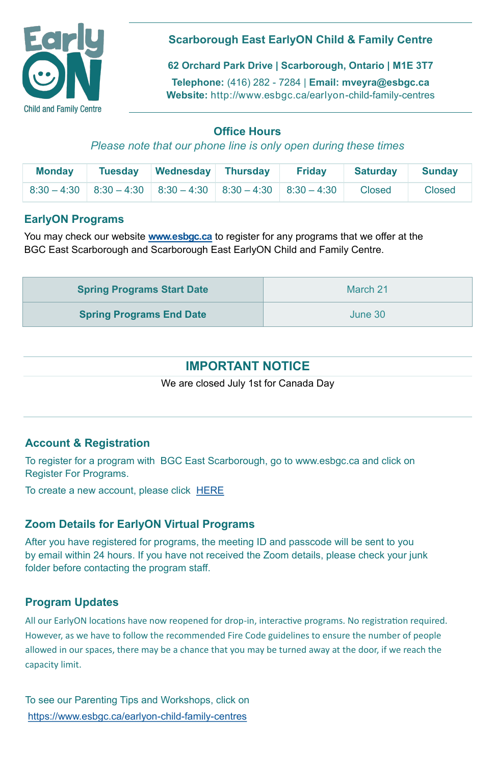## Scarborough East EarlyON Child & Family Centre

**62 Orchard Park Drive | Scarborough, Ontario | M1E 3T7**

**Telephone:** (416) 282 - 7284 | **Email: mveyra@esbgc.ca**
**Website:** http://www.esbgc.ca/earlyon-child-family-centres

### Office Hours

*Please note that our phone line is only open during these times*

| Monday | Tuesday | Wednesday | Thursday | Friday | Saturday | Sunday |
|---|---|---|---|---|---|---|
| 8:30 – 4:30 | 8:30 – 4:30 | 8:30 – 4:30 | 8:30 – 4:30 | 8:30 – 4:30 | Closed | Closed |

### EarlyON Programs

You may check our website **www.esbgc.ca** to register for any programs that we offer at the BGC East Scarborough and Scarborough East EarlyON Child and Family Centre.

| | |
|---|---|
| **Spring Programs Start Date** | March 21 |
| **Spring Programs End Date** | June 30 |

## IMPORTANT NOTICE

We are closed July 1st for Canada Day

### Account & Registration

To register for a program with BGC East Scarborough, go to www.esbgc.ca and click on Register For Programs.

To create a new account, please click HERE

### Zoom Details for EarlyON Virtual Programs

After you have registered for programs, the meeting ID and passcode will be sent to you by email within 24 hours. If you have not received the Zoom details, please check your junk folder before contacting the program staff.

### Program Updates

All our EarlyON locations have now reopened for drop-in, interactive programs. No registration required. However, as we have to follow the recommended Fire Code guidelines to ensure the number of people allowed in our spaces, there may be a chance that you may be turned away at the door, if we reach the capacity limit.

To see our Parenting Tips and Workshops, click on
https://www.esbgc.ca/earlyon-child-family-centres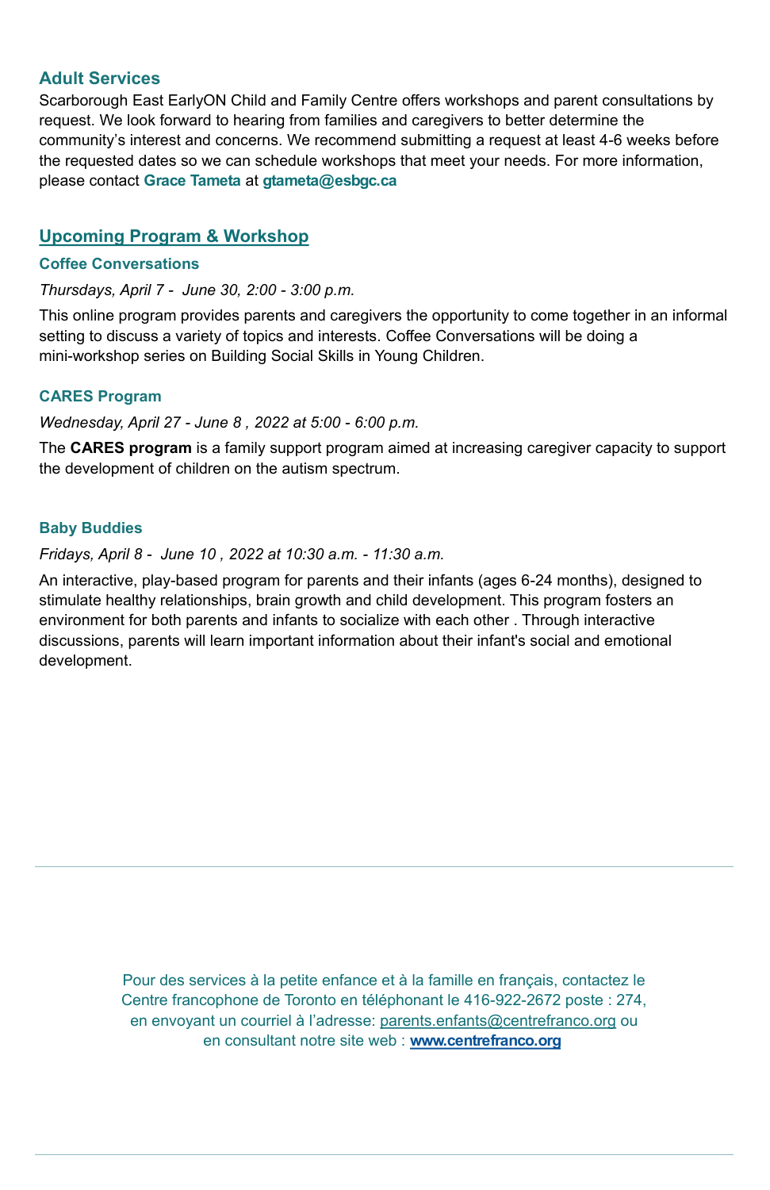## Adult Services

Scarborough East EarlyON Child and Family Centre offers workshops and parent consultations by request. We look forward to hearing from families and caregivers to better determine the community's interest and concerns. We recommend submitting a request at least 4-6 weeks before the requested dates so we can schedule workshops that meet your needs. For more information, please contact **Grace Tameta** at **gtameta@esbgc.ca**

## Upcoming Program & Workshop

### Coffee Conversations

*Thursdays, April 7 - June 30, 2:00 - 3:00 p.m.*

This online program provides parents and caregivers the opportunity to come together in an informal setting to discuss a variety of topics and interests. Coffee Conversations will be doing a mini-workshop series on Building Social Skills in Young Children.

### CARES Program

*Wednesday, April 27 - June 8 , 2022 at 5:00 - 6:00 p.m.*

The **CARES program** is a family support program aimed at increasing caregiver capacity to support the development of children on the autism spectrum.

### Baby Buddies

*Fridays, April 8 - June 10 , 2022 at 10:30 a.m. - 11:30 a.m.*

An interactive, play-based program for parents and their infants (ages 6-24 months), designed to stimulate healthy relationships, brain growth and child development. This program fosters an environment for both parents and infants to socialize with each other . Through interactive discussions, parents will learn important information about their infant's social and emotional development.

---

Pour des services à la petite enfance et à la famille en français, contactez le Centre francophone de Toronto en téléphonant le 416-922-2672 poste : 274, en envoyant un courriel à l'adresse: parents.enfants@centrefranco.org ou en consultant notre site web : **www.centrefranco.org**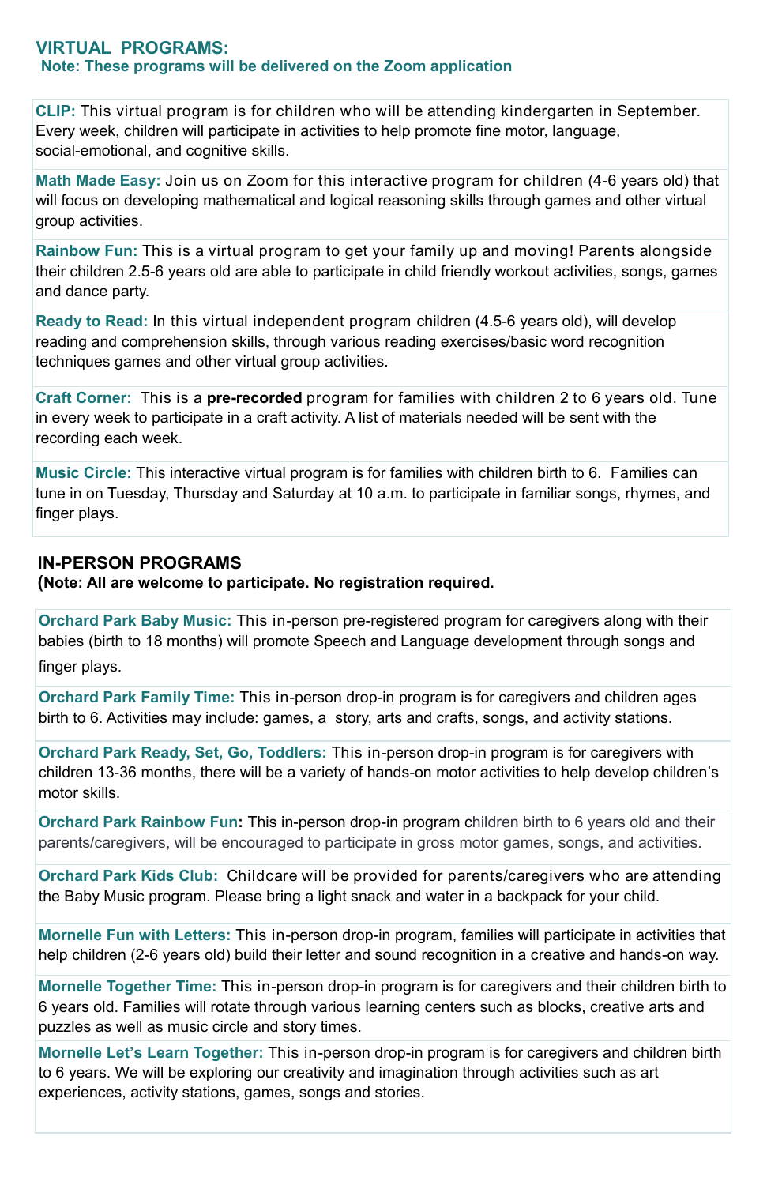## VIRTUAL PROGRAMS:

**Note: These programs will be delivered on the Zoom application**

**CLIP:** This virtual program is for children who will be attending kindergarten in September. Every week, children will participate in activities to help promote fine motor, language, social-emotional, and cognitive skills.

**Math Made Easy:** Join us on Zoom for this interactive program for children (4-6 years old) that will focus on developing mathematical and logical reasoning skills through games and other virtual group activities.

**Rainbow Fun:** This is a virtual program to get your family up and moving! Parents alongside their children 2.5-6 years old are able to participate in child friendly workout activities, songs, games and dance party.

**Ready to Read:** In this virtual independent program children (4.5-6 years old), will develop reading and comprehension skills, through various reading exercises/basic word recognition techniques games and other virtual group activities.

**Craft Corner:** This is a **pre-recorded** program for families with children 2 to 6 years old. Tune in every week to participate in a craft activity. A list of materials needed will be sent with the recording each week.

**Music Circle:** This interactive virtual program is for families with children birth to 6. Families can tune in on Tuesday, Thursday and Saturday at 10 a.m. to participate in familiar songs, rhymes, and finger plays.

## IN-PERSON PROGRAMS

**(Note: All are welcome to participate. No registration required.**

**Orchard Park Baby Music:** This in-person pre-registered program for caregivers along with their babies (birth to 18 months) will promote Speech and Language development through songs and finger plays.

**Orchard Park Family Time:** This in-person drop-in program is for caregivers and children ages birth to 6. Activities may include: games, a story, arts and crafts, songs, and activity stations.

**Orchard Park Ready, Set, Go, Toddlers:** This in-person drop-in program is for caregivers with children 13-36 months, there will be a variety of hands-on motor activities to help develop children's motor skills.

**Orchard Park Rainbow Fun:** This in-person drop-in program children birth to 6 years old and their parents/caregivers, will be encouraged to participate in gross motor games, songs, and activities.

**Orchard Park Kids Club:** Childcare will be provided for parents/caregivers who are attending the Baby Music program. Please bring a light snack and water in a backpack for your child.

**Mornelle Fun with Letters:** This in-person drop-in program, families will participate in activities that help children (2-6 years old) build their letter and sound recognition in a creative and hands-on way.

**Mornelle Together Time:** This in-person drop-in program is for caregivers and their children birth to 6 years old. Families will rotate through various learning centers such as blocks, creative arts and puzzles as well as music circle and story times.

**Mornelle Let's Learn Together:** This in-person drop-in program is for caregivers and children birth to 6 years. We will be exploring our creativity and imagination through activities such as art experiences, activity stations, games, songs and stories.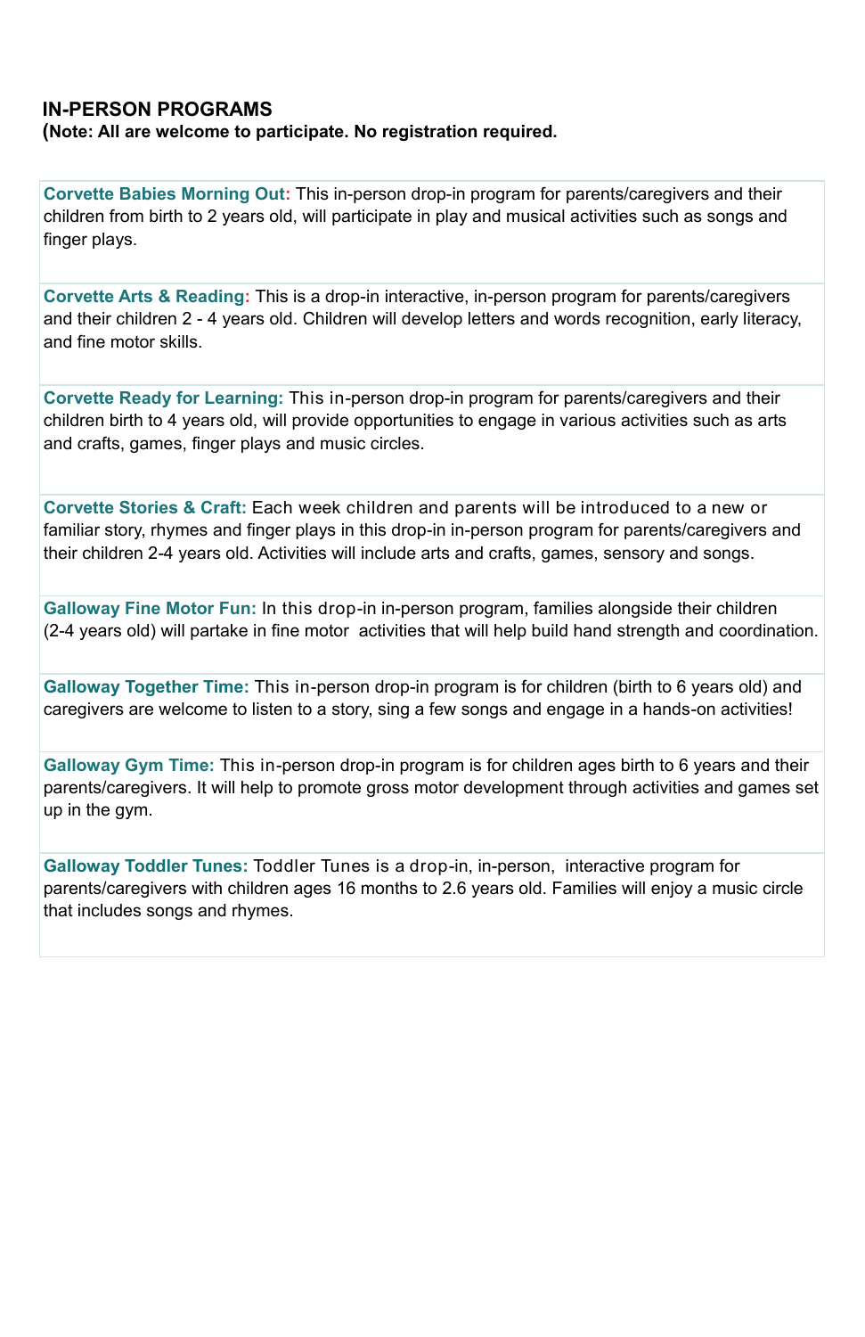## IN-PERSON PROGRAMS

**(Note: All are welcome to participate. No registration required.**

**Corvette Babies Morning Out:** This in-person drop-in program for parents/caregivers and their children from birth to 2 years old, will participate in play and musical activities such as songs and finger plays.

**Corvette Arts & Reading:** This is a drop-in interactive, in-person program for parents/caregivers and their children 2 - 4 years old. Children will develop letters and words recognition, early literacy, and fine motor skills.

**Corvette Ready for Learning:** This in-person drop-in program for parents/caregivers and their children birth to 4 years old, will provide opportunities to engage in various activities such as arts and crafts, games, finger plays and music circles.

**Corvette Stories & Craft:** Each week children and parents will be introduced to a new or familiar story, rhymes and finger plays in this drop-in in-person program for parents/caregivers and their children 2-4 years old. Activities will include arts and crafts, games, sensory and songs.

**Galloway Fine Motor Fun:** In this drop-in in-person program, families alongside their children (2-4 years old) will partake in fine motor activities that will help build hand strength and coordination.

**Galloway Together Time:** This in-person drop-in program is for children (birth to 6 years old) and caregivers are welcome to listen to a story, sing a few songs and engage in a hands-on activities!

**Galloway Gym Time:** This in-person drop-in program is for children ages birth to 6 years and their parents/caregivers. It will help to promote gross motor development through activities and games set up in the gym.

**Galloway Toddler Tunes:** Toddler Tunes is a drop-in, in-person, interactive program for parents/caregivers with children ages 16 months to 2.6 years old. Families will enjoy a music circle that includes songs and rhymes.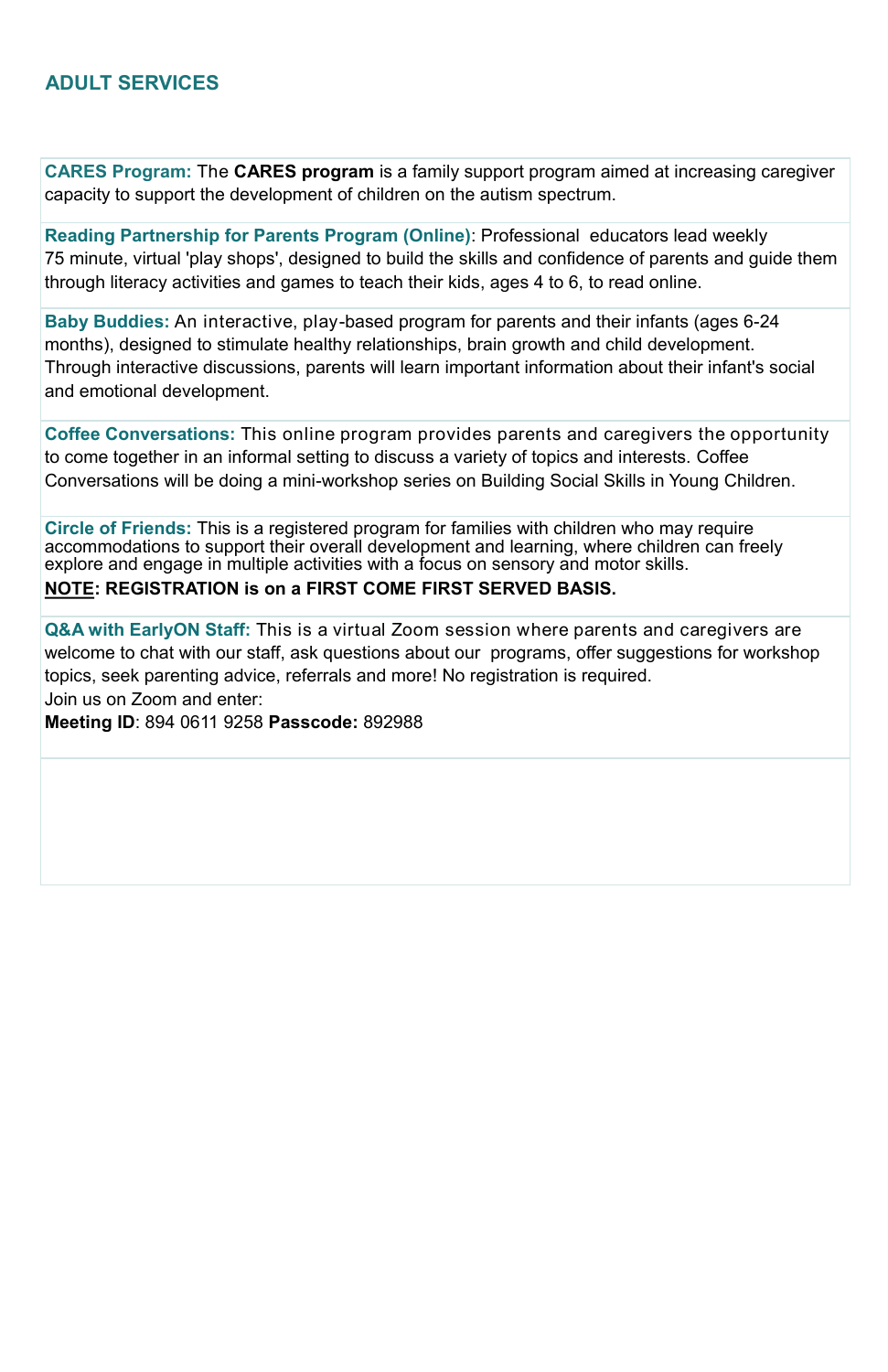## ADULT SERVICES

**CARES Program:** The **CARES program** is a family support program aimed at increasing caregiver capacity to support the development of children on the autism spectrum.

**Reading Partnership for Parents Program (Online)**: Professional educators lead weekly 75 minute, virtual 'play shops', designed to build the skills and confidence of parents and guide them through literacy activities and games to teach their kids, ages 4 to 6, to read online.

**Baby Buddies:** An interactive, play-based program for parents and their infants (ages 6-24 months), designed to stimulate healthy relationships, brain growth and child development. Through interactive discussions, parents will learn important information about their infant's social and emotional development.

**Coffee Conversations:** This online program provides parents and caregivers the opportunity to come together in an informal setting to discuss a variety of topics and interests. Coffee Conversations will be doing a mini-workshop series on Building Social Skills in Young Children.

**Circle of Friends:** This is a registered program for families with children who may require accommodations to support their overall development and learning, where children can freely explore and engage in multiple activities with a focus on sensory and motor skills.

**NOTE: REGISTRATION is on a FIRST COME FIRST SERVED BASIS.**

**Q&A with EarlyON Staff:** This is a virtual Zoom session where parents and caregivers are welcome to chat with our staff, ask questions about our programs, offer suggestions for workshop topics, seek parenting advice, referrals and more! No registration is required.
Join us on Zoom and enter:
**Meeting ID**: 894 0611 9258 **Passcode:** 892988